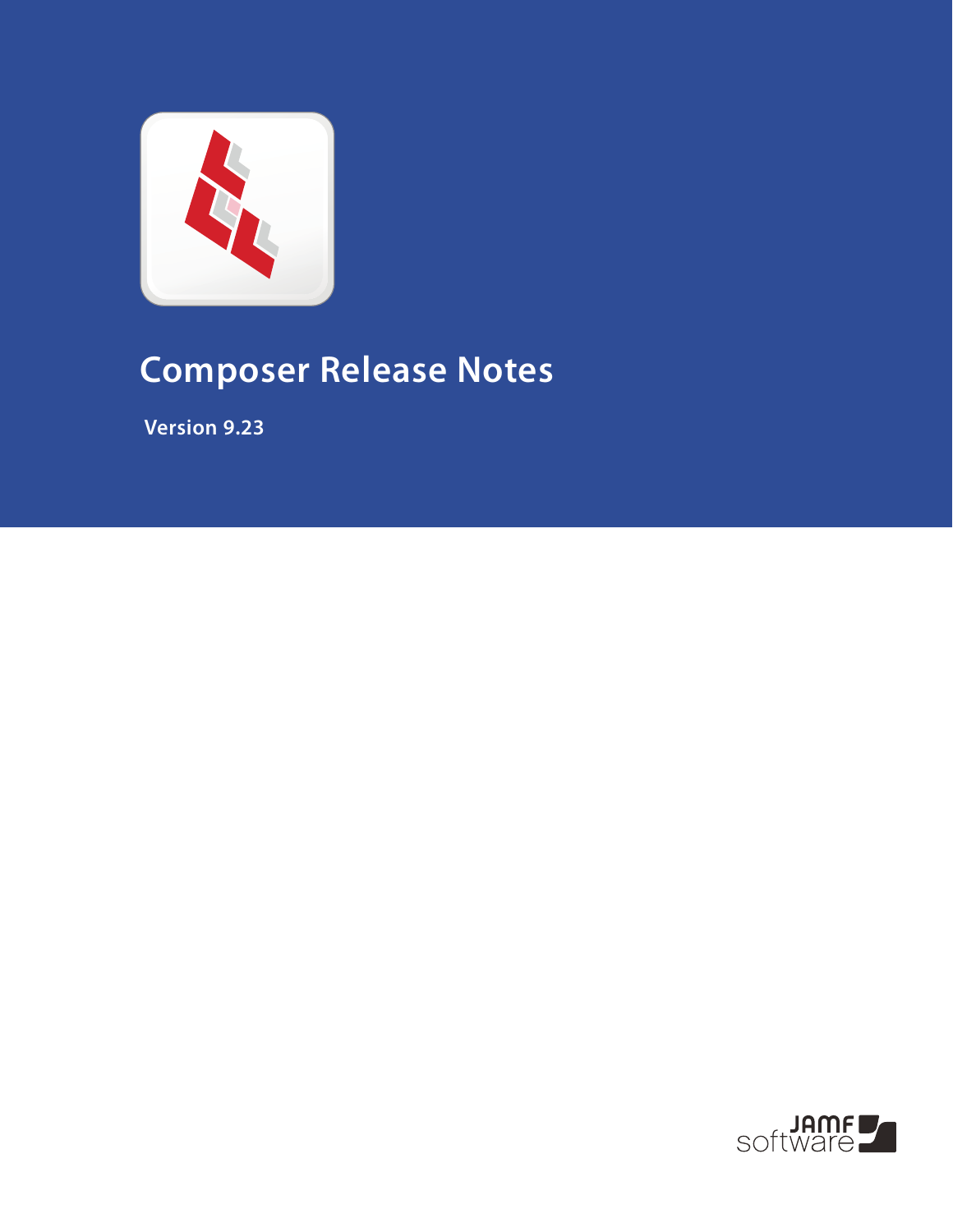# Composer Release Notes

**Version 9.23**

JAMF software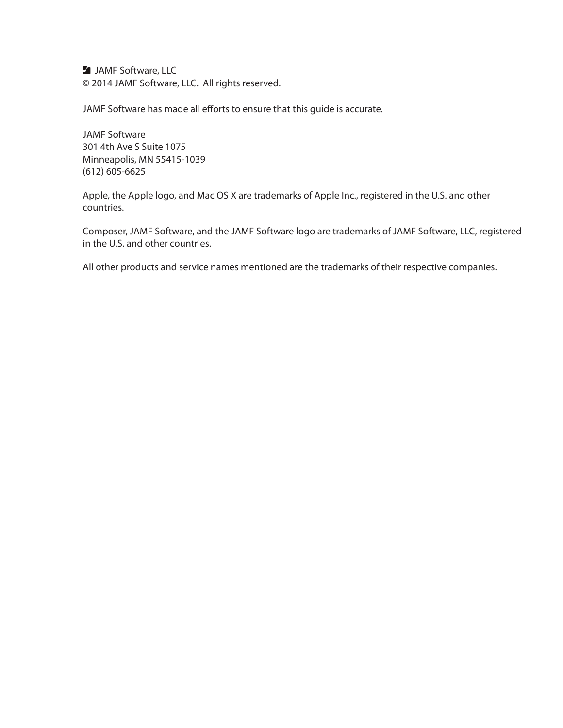JAMF Software, LLC
© 2014 JAMF Software, LLC. All rights reserved.

JAMF Software has made all efforts to ensure that this guide is accurate.

JAMF Software
301 4th Ave S Suite 1075
Minneapolis, MN 55415-1039
(612) 605-6625

Apple, the Apple logo, and Mac OS X are trademarks of Apple Inc., registered in the U.S. and other countries.

Composer, JAMF Software, and the JAMF Software logo are trademarks of JAMF Software, LLC, registered in the U.S. and other countries.

All other products and service names mentioned are the trademarks of their respective companies.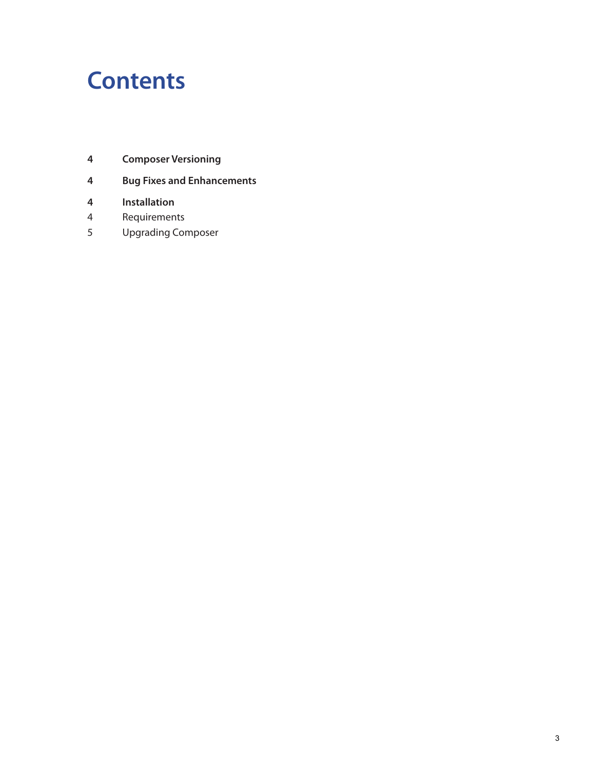# Contents

**4 Composer Versioning**

**4 Bug Fixes and Enhancements**

**4 Installation**

4 Requirements

5 Upgrading Composer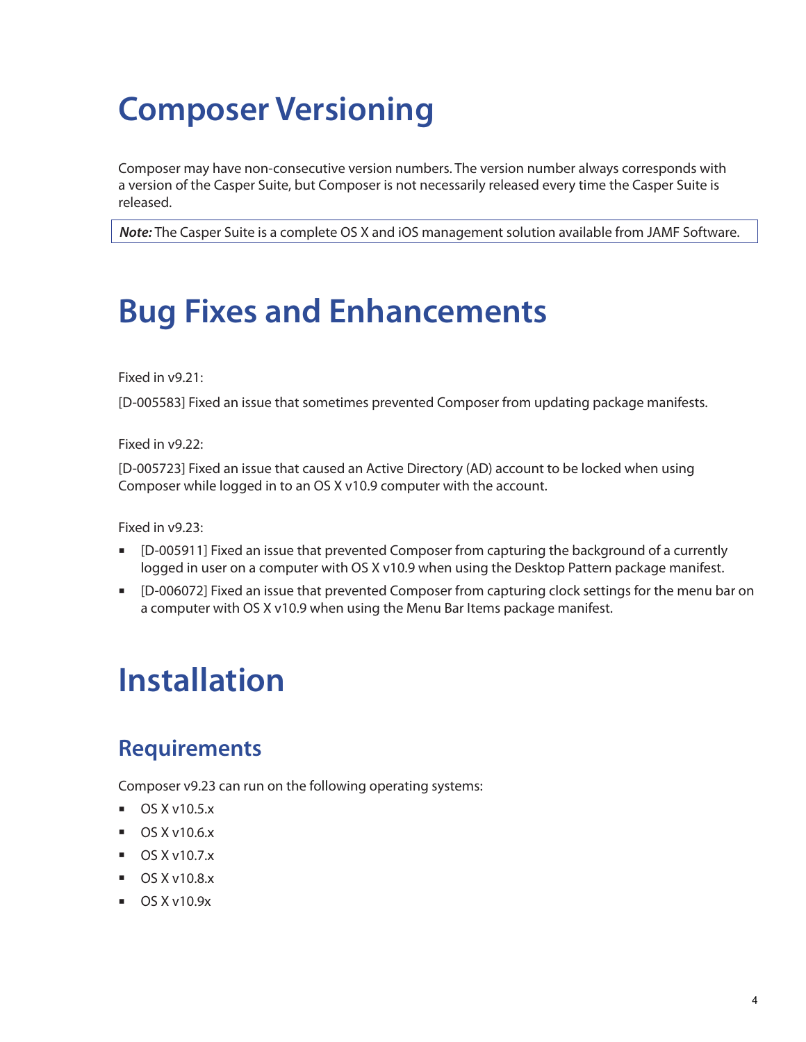# Composer Versioning

Composer may have non-consecutive version numbers. The version number always corresponds with a version of the Casper Suite, but Composer is not necessarily released every time the Casper Suite is released.

***Note:*** The Casper Suite is a complete OS X and iOS management solution available from JAMF Software.

# Bug Fixes and Enhancements

Fixed in v9.21:

[D-005583] Fixed an issue that sometimes prevented Composer from updating package manifests.

Fixed in v9.22:

[D-005723] Fixed an issue that caused an Active Directory (AD) account to be locked when using Composer while logged in to an OS X v10.9 computer with the account.

Fixed in v9.23:

- [D-005911] Fixed an issue that prevented Composer from capturing the background of a currently logged in user on a computer with OS X v10.9 when using the Desktop Pattern package manifest.
- [D-006072] Fixed an issue that prevented Composer from capturing clock settings for the menu bar on a computer with OS X v10.9 when using the Menu Bar Items package manifest.

# Installation

## Requirements

Composer v9.23 can run on the following operating systems:

- OS X v10.5.x
- OS X v10.6.x
- OS X v10.7.x
- OS X v10.8.x
- OS X v10.9x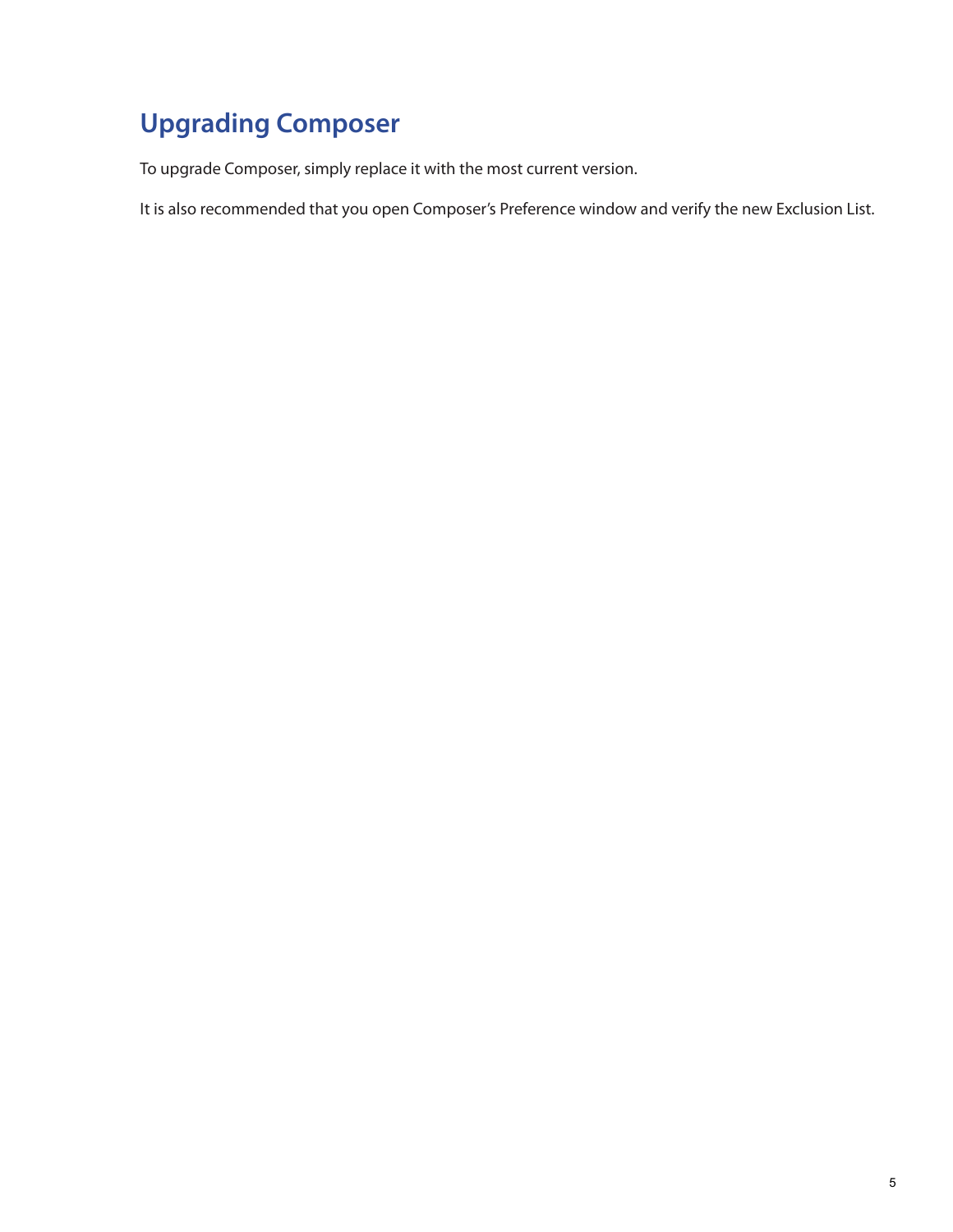# Upgrading Composer

To upgrade Composer, simply replace it with the most current version.

It is also recommended that you open Composer's Preference window and verify the new Exclusion List.